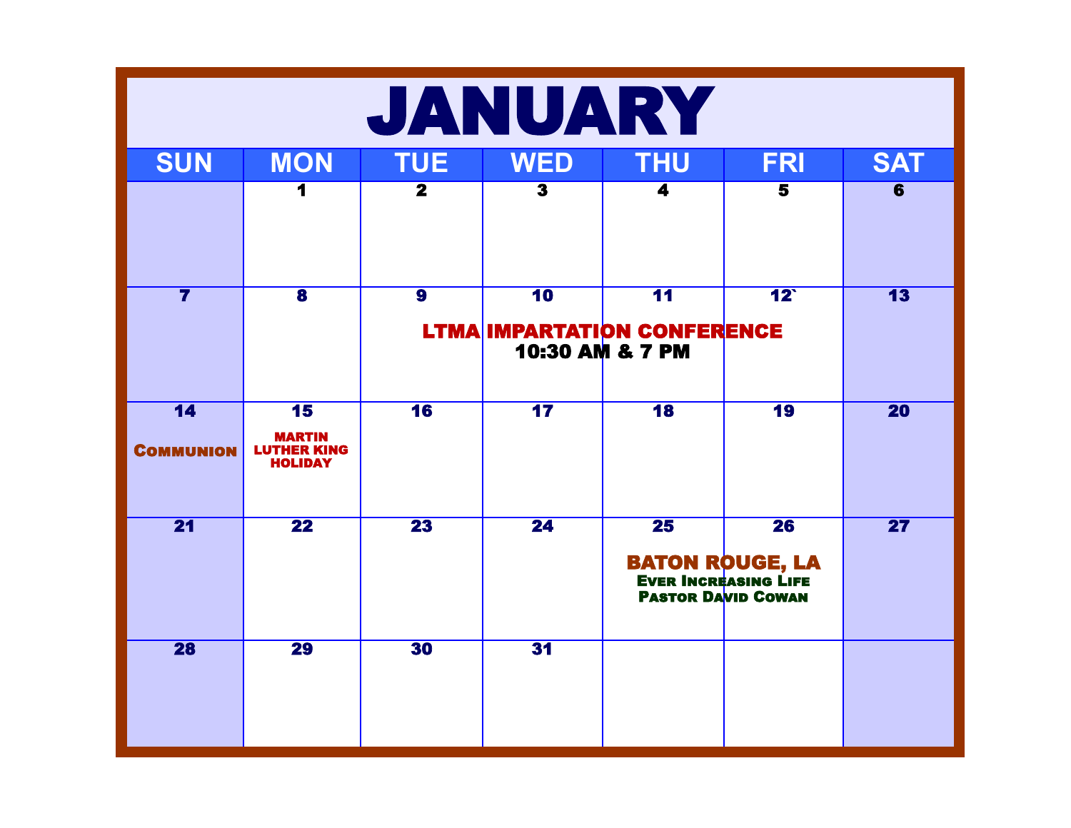# JANUARY

| SUN | MON | TUE | WED | THU | FRI | SAT |
|---|---|---|---|---|---|---|
| | 1 | 2 | 3 | 4 | 5 | 6 |
| 7 | 8 | 9 | 10 LTMA IMPARTATION CONFERENCE 10:30 AM & 7 PM | 11 | 12` | 13 |
| 14 Communion | 15 MARTIN LUTHER KING HOLIDAY | 16 | 17 | 18 | 19 | 20 |
| 21 | 22 | 23 | 24 | 25 BATON ROUGE, LA Ever Increasing Life Pastor David Cowan | 26 | 27 |
| 28 | 29 | 30 | 31 | | | |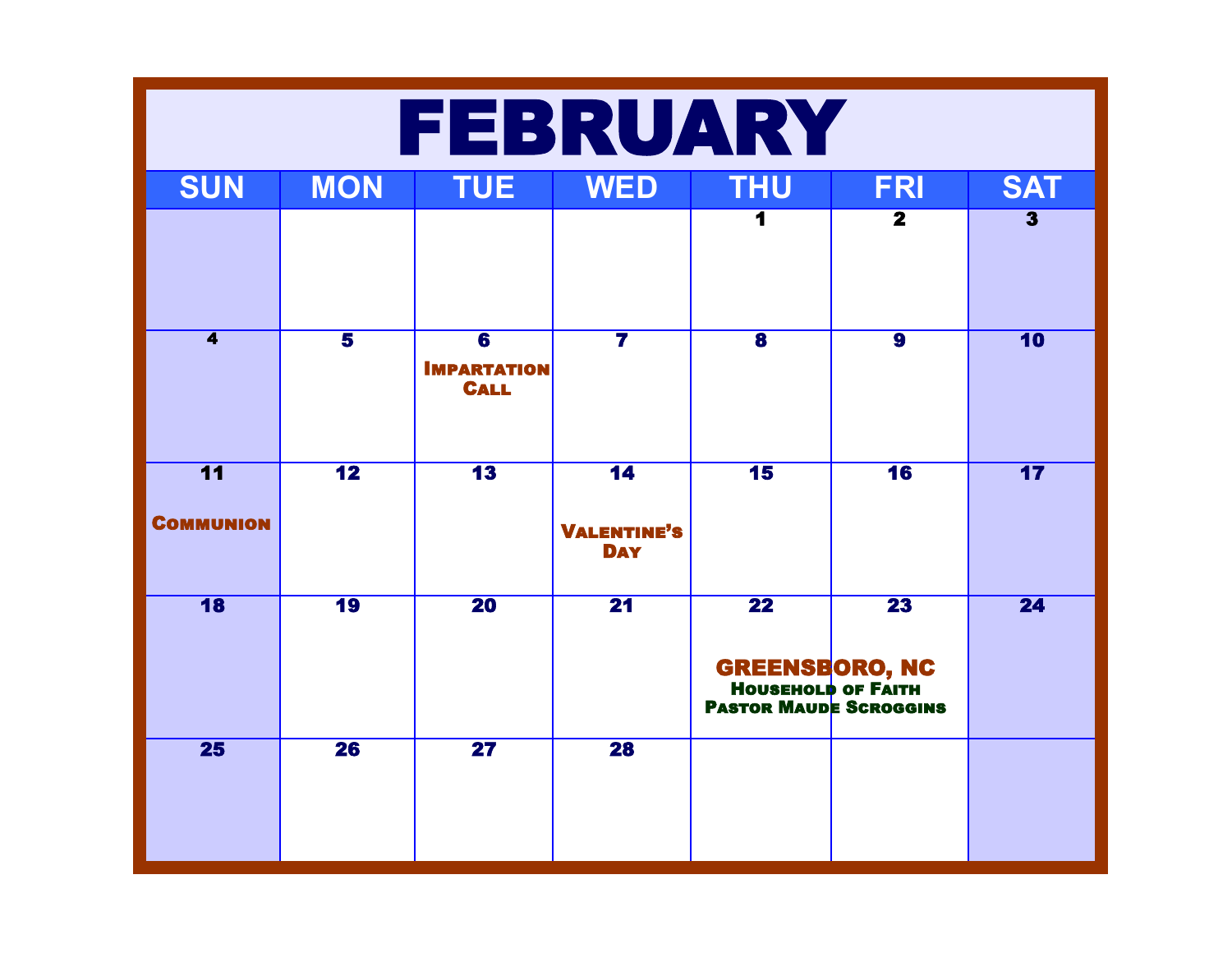# FEBRUARY

| SUN | MON | TUE | WED | THU | FRI | SAT |
|---|---|---|---|---|---|---|
| | | | | 1 | 2 | 3 |
| 4 | 5 | 6 Impartation Call | 7 | 8 | 9 | 10 |
| 11 Communion | 12 | 13 | 14 Valentine's Day | 15 | 16 | 17 |
| 18 | 19 | 20 | 21 | 22 GREENSBORO, NC Household of Faith Pastor Maude Scroggins | 23 | 24 |
| 25 | 26 | 27 | 28 | | | |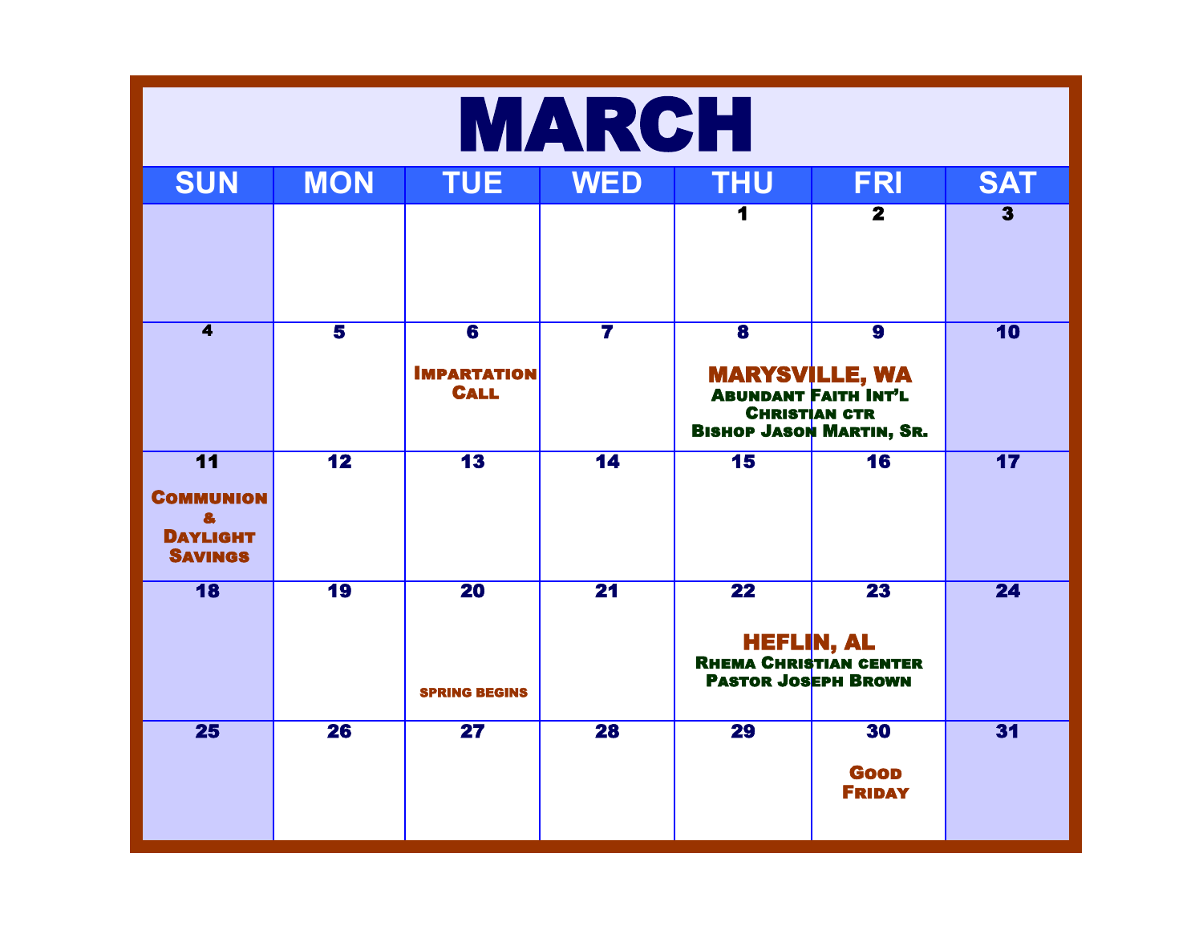# MARCH

| SUN | MON | TUE | WED | THU | FRI | SAT |
|---|---|---|---|---|---|---|
| | | | | 1 | 2 | 3 |
| 4 | 5 | 6 Impartation Call | 7 | 8 MARYSVILLE, WA Abundant Faith Int'l Christian ctr Bishop Jason Martin, Sr. | 9 | 10 |
| 11 Communion & Daylight Savings | 12 | 13 | 14 | 15 | 16 | 17 |
| 18 | 19 | 20 spring begins | 21 | 22 HEFLIN, AL Rhema Christian center Pastor Joseph Brown | 23 | 24 |
| 25 | 26 | 27 | 28 | 29 | 30 Good Friday | 31 |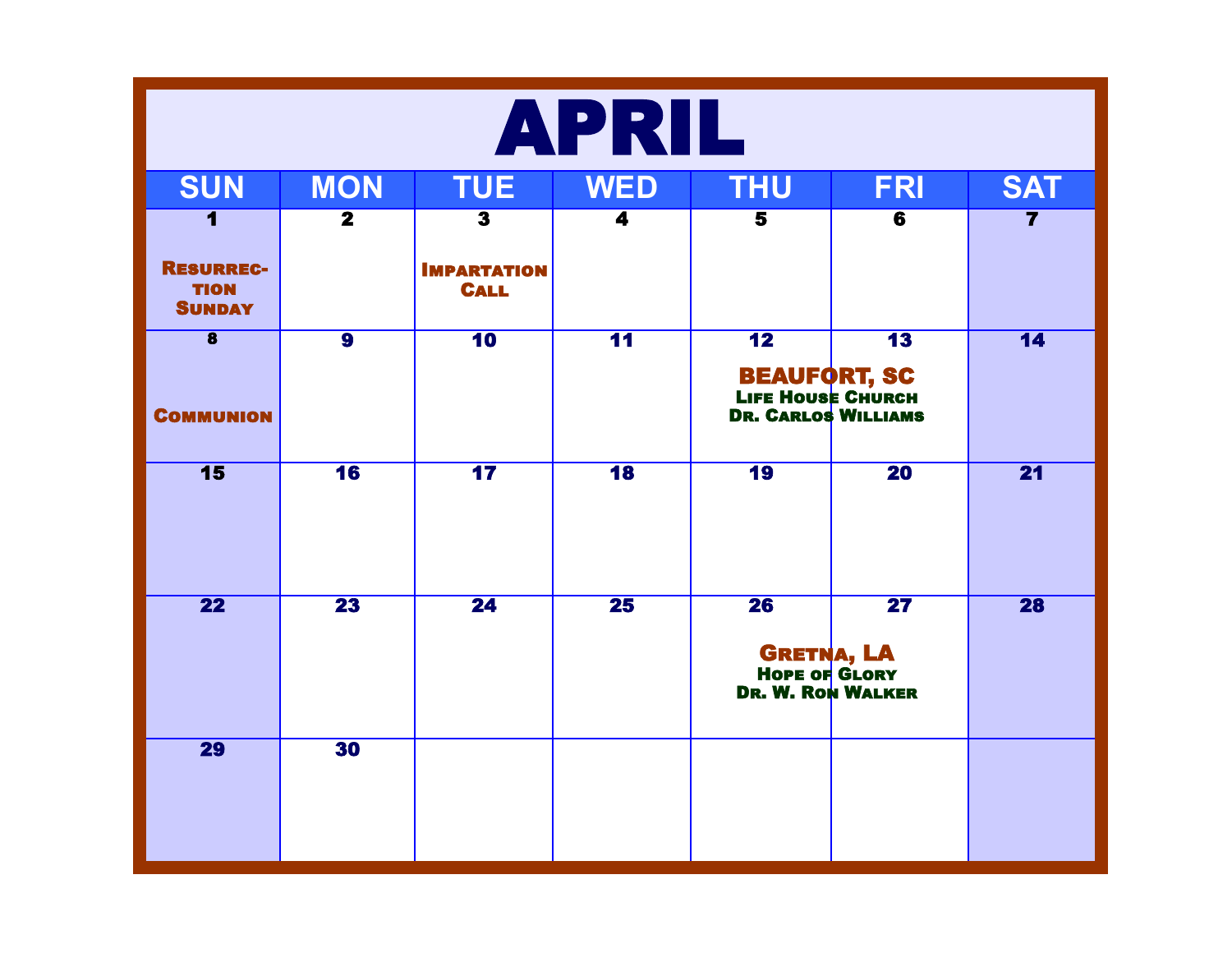# APRIL

| SUN | MON | TUE | WED | THU | FRI | SAT |
|---|---|---|---|---|---|---|
| 1 Resurrec-tion Sunday | 2 | 3 Impartation Call | 4 | 5 | 6 | 7 |
| 8 Communion | 9 | 10 | 11 | 12 BEAUFORT, SC Life House Church Dr. Carlos Williams | 13 | 14 |
| 15 | 16 | 17 | 18 | 19 | 20 | 21 |
| 22 | 23 | 24 | 25 | 26 Gretna, LA Hope of Glory Dr. W. Ron Walker | 27 | 28 |
| 29 | 30 | | | | | |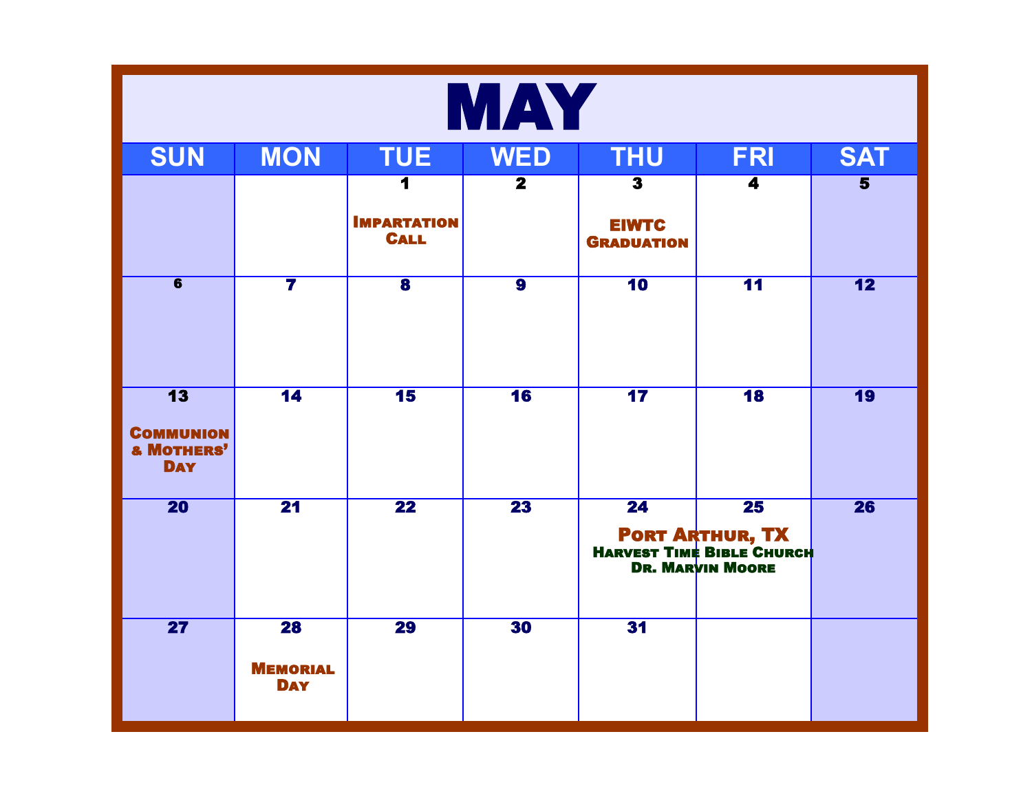# MAY

| SUN | MON | TUE | WED | THU | FRI | SAT |
|---|---|---|---|---|---|---|
| | | 1 Impartation Call | 2 | 3 EIWTC Graduation | 4 | 5 |
| 6 | 7 | 8 | 9 | 10 | 11 | 12 |
| 13 Communion & Mothers' Day | 14 | 15 | 16 | 17 | 18 | 19 |
| 20 | 21 | 22 | 23 | 24 Port Arthur, TX Harvest Time Bible Church Dr. Marvin Moore | 25 | 26 |
| 27 | 28 Memorial Day | 29 | 30 | 31 | | |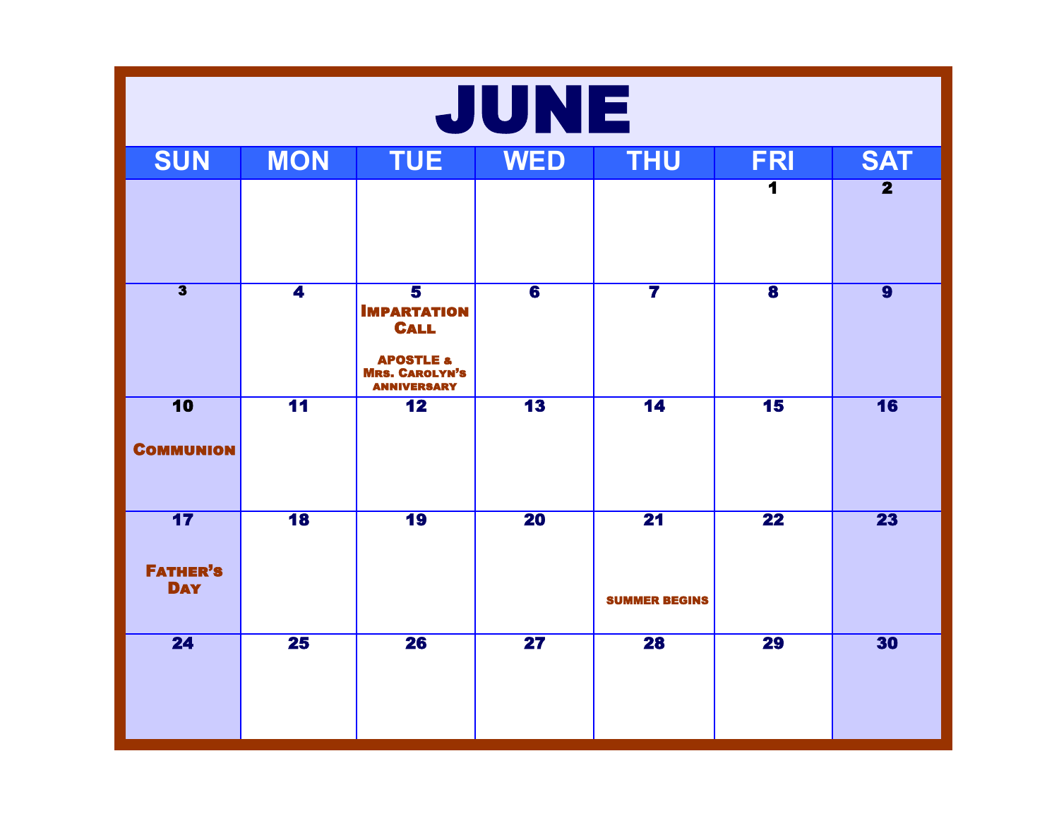# JUNE

| SUN | MON | TUE | WED | THU | FRI | SAT |
|---|---|---|---|---|---|---|
| | | | | | 1 | 2 |
| 3 | 4 | 5 Impartation Call APOSTLE & Mrs. Carolyn's anniversary | 6 | 7 | 8 | 9 |
| 10 Communion | 11 | 12 | 13 | 14 | 15 | 16 |
| 17 Father's Day | 18 | 19 | 20 | 21 SUMMER BEGINS | 22 | 23 |
| 24 | 25 | 26 | 27 | 28 | 29 | 30 |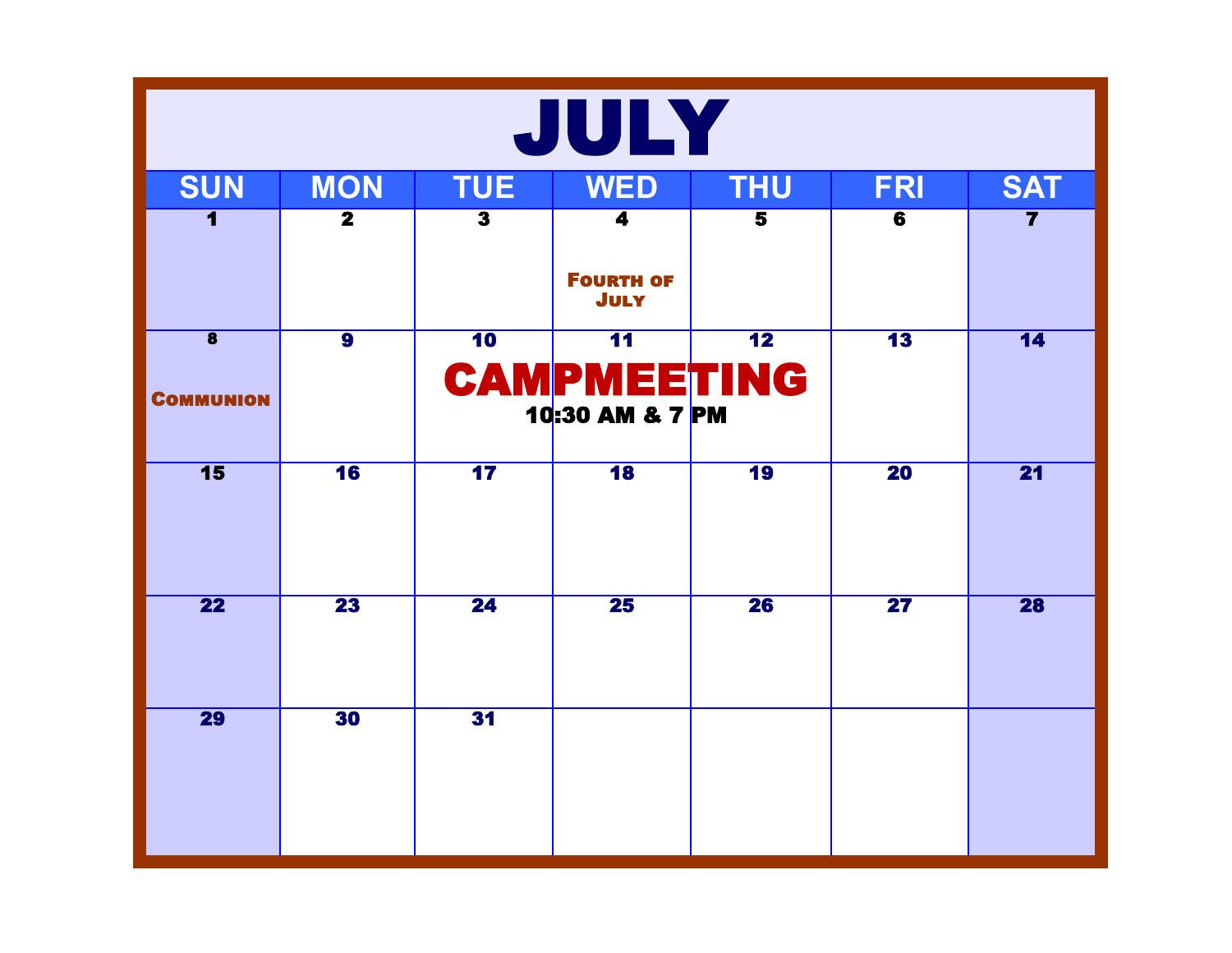# JULY

| SUN | MON | TUE | WED | THU | FRI | SAT |
|---|---|---|---|---|---|---|
| 1 | 2 | 3 | 4<br>Fourth of July | 5 | 6 | 7 |
| 8<br>Communion | 9 | 10<br>CAMPMEETING<br>10:30 AM & 7 PM | 11 | 12 | 13 | 14 |
| 15 | 16 | 17 | 18 | 19 | 20 | 21 |
| 22 | 23 | 24 | 25 | 26 | 27 | 28 |
| 29 | 30 | 31 | | | | |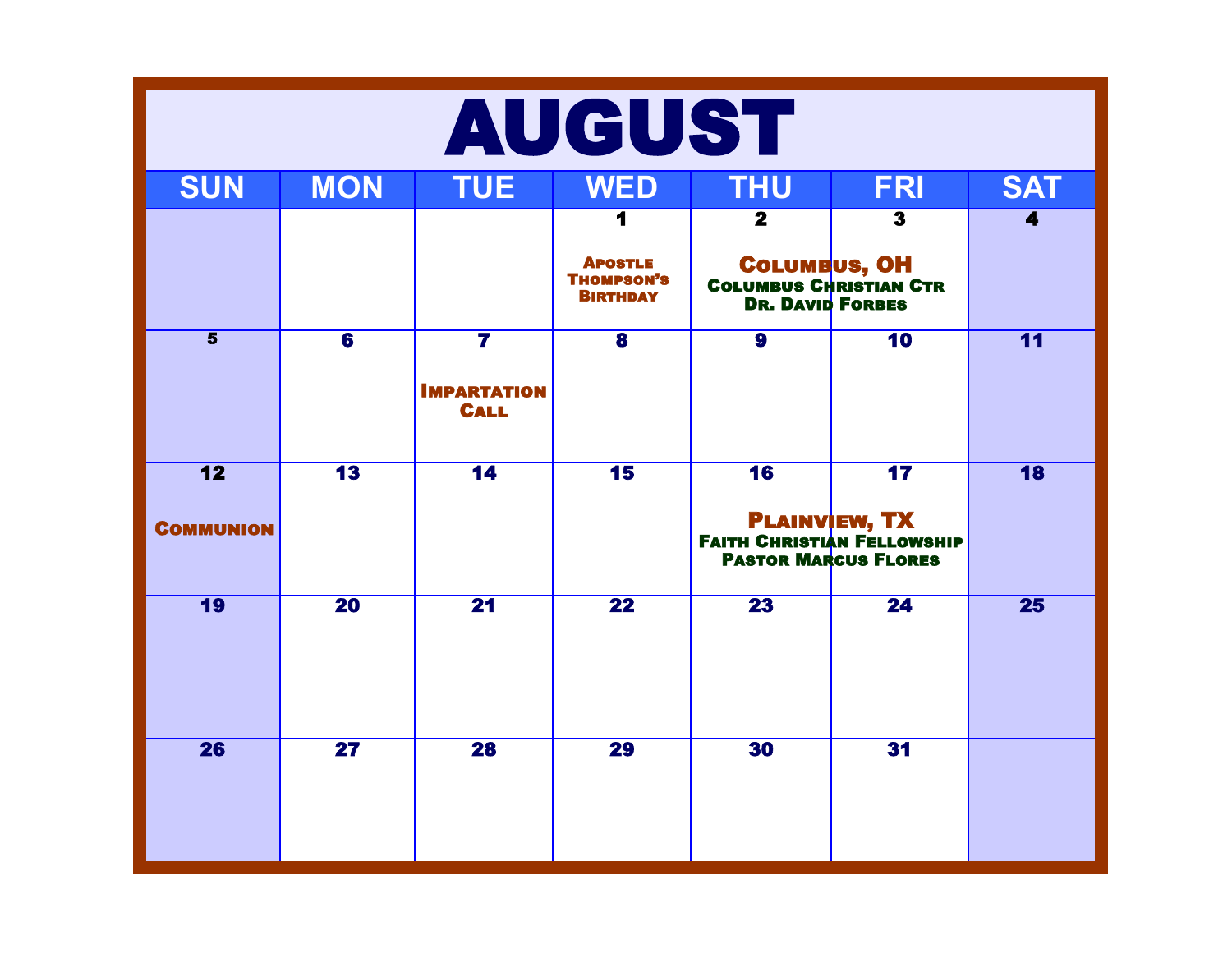# AUGUST

| SUN | MON | TUE | WED | THU | FRI | SAT |
|---|---|---|---|---|---|---|
| | | | 1 Apostle Thompson's Birthday | 2 Columbus, OH Columbus Christian Ctr Dr. David Forbes | 3 | 4 |
| 5 | 6 | 7 Impartation Call | 8 | 9 | 10 | 11 |
| 12 Communion | 13 | 14 | 15 | 16 Plainview, TX Faith Christian Fellowship Pastor Marcus Flores | 17 | 18 |
| 19 | 20 | 21 | 22 | 23 | 24 | 25 |
| 26 | 27 | 28 | 29 | 30 | 31 | |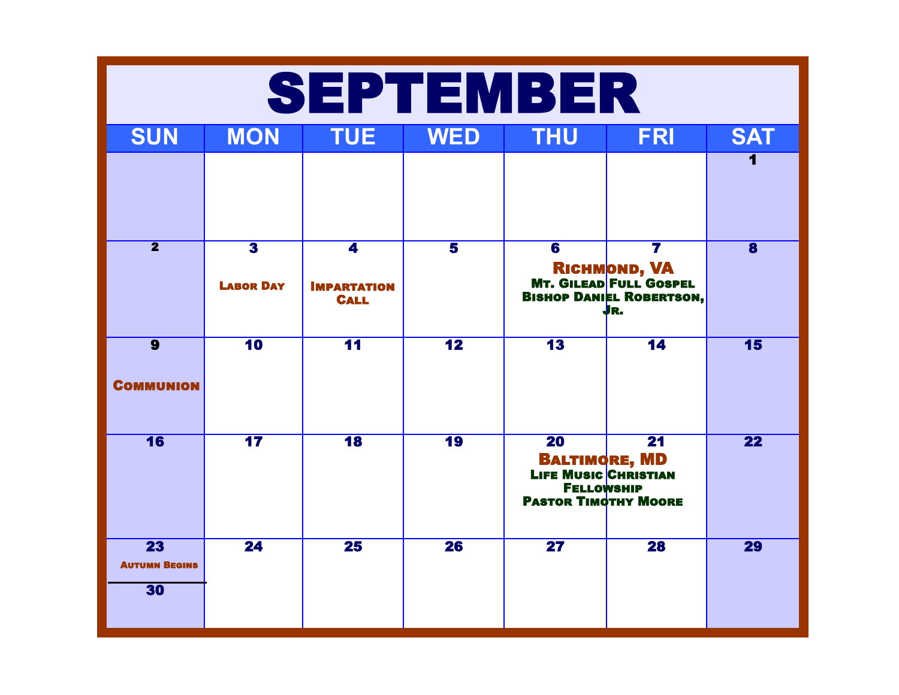# SEPTEMBER

| SUN | MON | TUE | WED | THU | FRI | SAT |
|---|---|---|---|---|---|---|
| | | | | | | 1 |
| 2 | 3<br>Labor Day | 4<br>Impartation Call | 5 | 6<br>Richmond, VA<br>Mt. Gilead Full Gospel<br>Bishop Daniel Robertson, Jr. | 7 | 8 |
| 9<br>Communion | 10 | 11 | 12 | 13 | 14 | 15 |
| 16 | 17 | 18 | 19 | 20<br>Baltimore, MD<br>Life Music Christian Fellowship<br>Pastor Timothy Moore | 21 | 22 |
| 23<br>Autumn Begins<br>30 | 24 | 25 | 26 | 27 | 28 | 29 |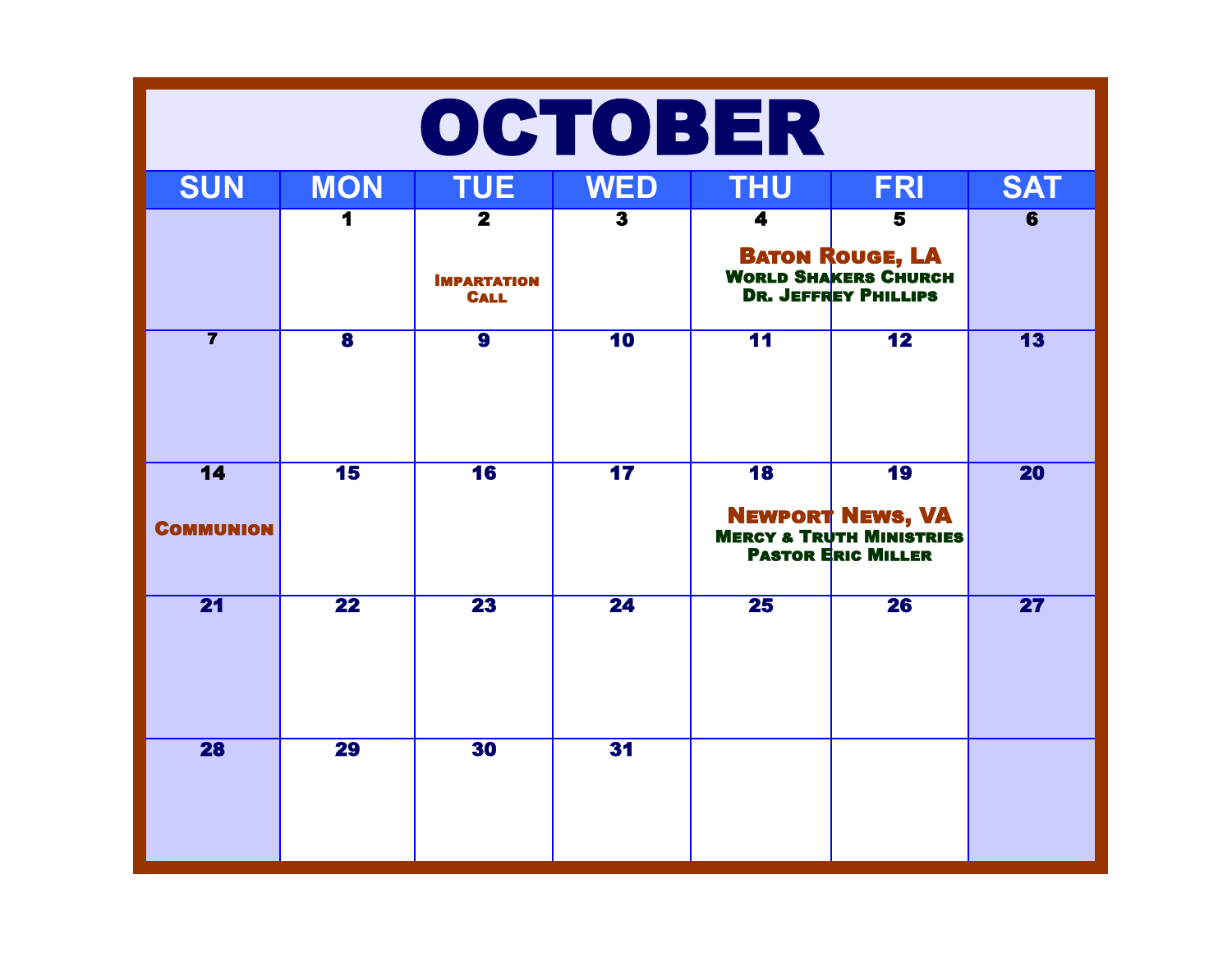# OCTOBER

| SUN | MON | TUE | WED | THU | FRI | SAT |
|---|---|---|---|---|---|---|
| | 1 | 2<br>Impartation Call | 3 | 4<br>Baton Rouge, LA<br>World Shakers Church<br>Dr. Jeffrey Phillips | 5 | 6 |
| 7 | 8 | 9 | 10 | 11 | 12 | 13 |
| 14<br>Communion | 15 | 16 | 17 | 18<br>Newport News, VA<br>Mercy & Truth Ministries<br>Pastor Eric Miller | 19 | 20 |
| 21 | 22 | 23 | 24 | 25 | 26 | 27 |
| 28 | 29 | 30 | 31 | | | |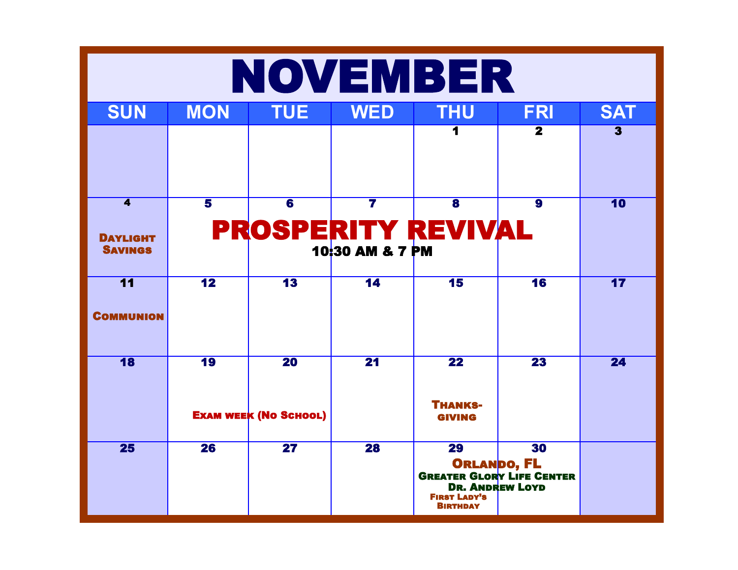# NOVEMBER

| SUN | MON | TUE | WED | THU | FRI | SAT |
|---|---|---|---|---|---|---|
| | | | | 1 | 2 | 3 |
| 4<br>Daylight Savings | 5<br>PROSPERITY REVIVAL<br>10:30 AM & 7 PM | 6 | 7 | 8 | 9 | 10 |
| 11<br>Communion | 12 | 13 | 14 | 15 | 16 | 17 |
| 18 | 19<br>Exam week (No School) | 20 | 21 | 22<br>Thanks-giving | 23 | 24 |
| 25 | 26 | 27 | 28 | 29<br>Orlando, FL<br>Greater Glory Life Center<br>Dr. Andrew Loyd<br>First Lady's Birthday | 30 | |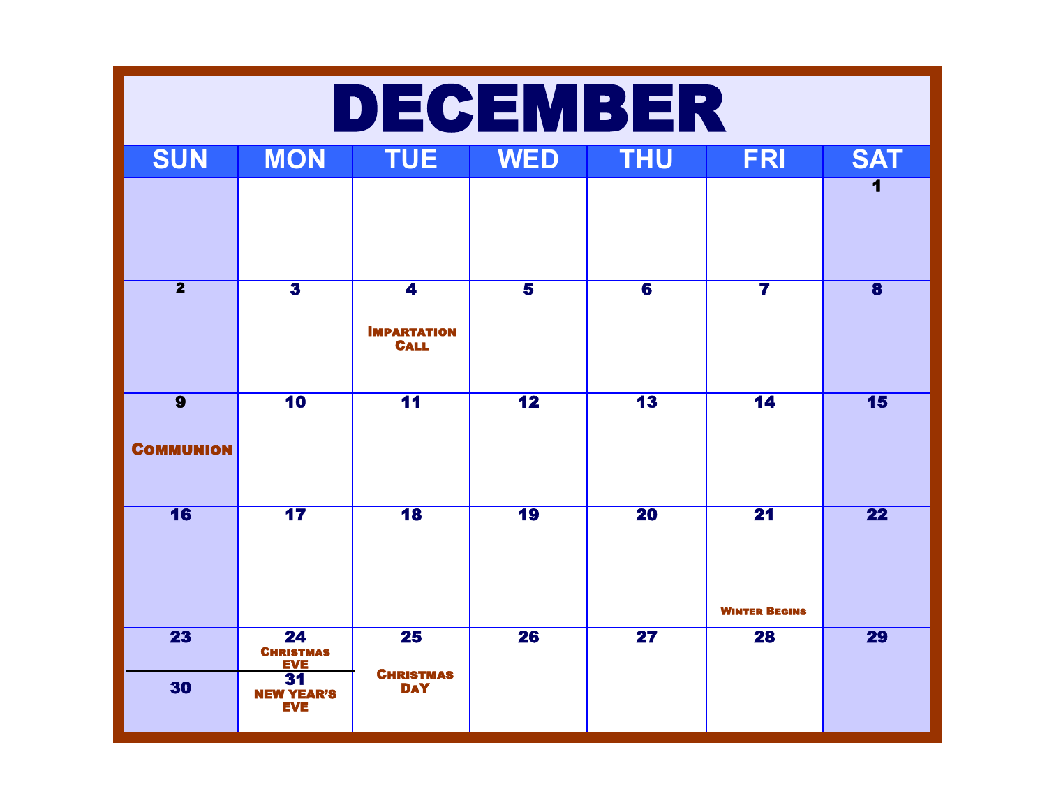# DECEMBER

| SUN | MON | TUE | WED | THU | FRI | SAT |
|---|---|---|---|---|---|---|
| | | | | | | 1 |
| 2 | 3 | 4 Impartation Call | 5 | 6 | 7 | 8 |
| 9 Communion | 10 | 11 | 12 | 13 | 14 | 15 |
| 16 | 17 | 18 | 19 | 20 | 21 Winter Begins | 22 |
| 23 / 30 | 24 Christmas Eve / 31 New Year's Eve | 25 Christmas Day | 26 | 27 | 28 | 29 |